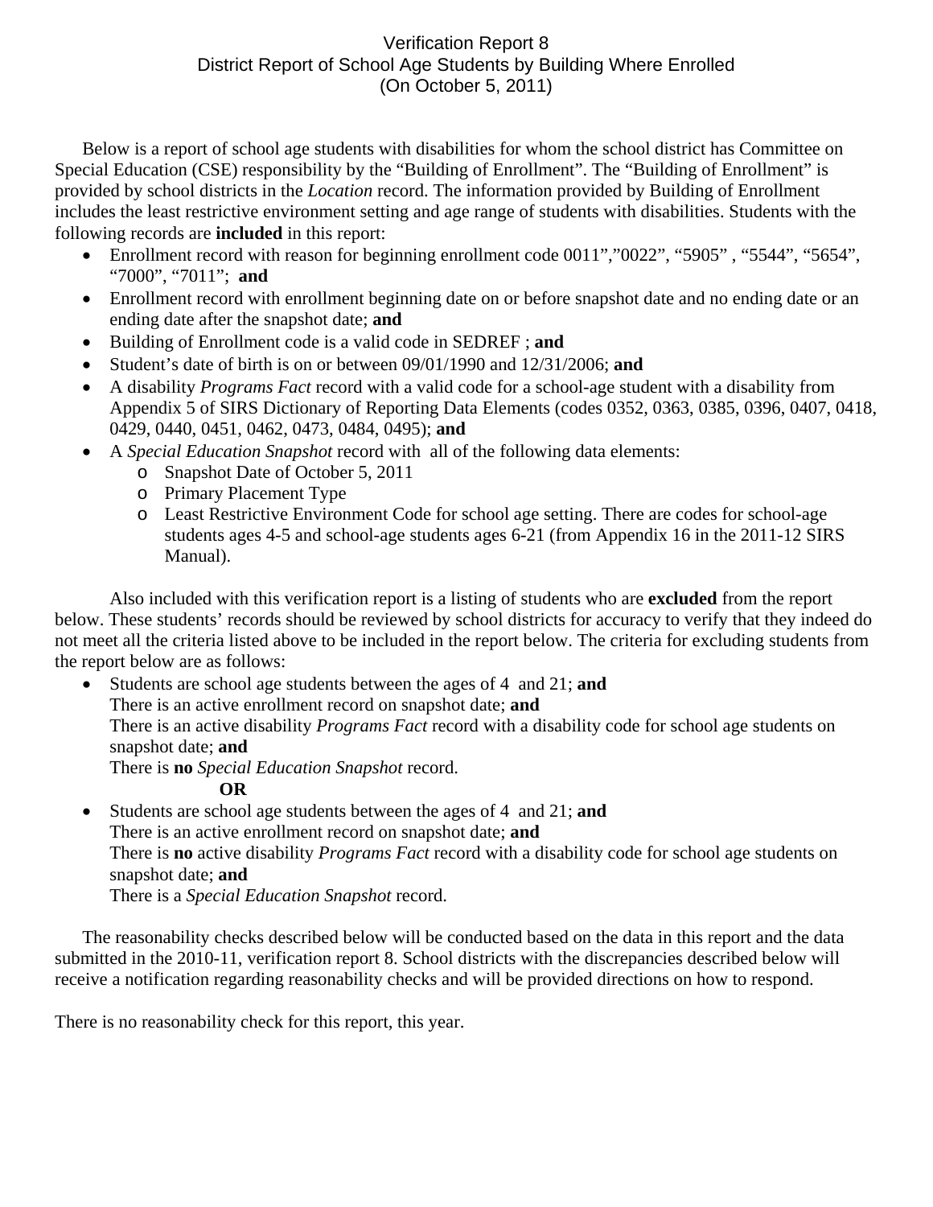# Verification Report 8
## District Report of School Age Students by Building Where Enrolled
### (On October 5, 2011)

Below is a report of school age students with disabilities for whom the school district has Committee on Special Education (CSE) responsibility by the "Building of Enrollment". The "Building of Enrollment" is provided by school districts in the *Location* record. The information provided by Building of Enrollment includes the least restrictive environment setting and age range of students with disabilities. Students with the following records are **included** in this report:

- Enrollment record with reason for beginning enrollment code 0011","0022", "5905" , "5544", "5654", "7000", "7011"; **and**
- Enrollment record with enrollment beginning date on or before snapshot date and no ending date or an ending date after the snapshot date; **and**
- Building of Enrollment code is a valid code in SEDREF ; **and**
- Student's date of birth is on or between 09/01/1990 and 12/31/2006; **and**
- A disability *Programs Fact* record with a valid code for a school-age student with a disability from Appendix 5 of SIRS Dictionary of Reporting Data Elements (codes 0352, 0363, 0385, 0396, 0407, 0418, 0429, 0440, 0451, 0462, 0473, 0484, 0495); **and**
- A *Special Education Snapshot* record with all of the following data elements:
  - Snapshot Date of October 5, 2011
  - Primary Placement Type
  - Least Restrictive Environment Code for school age setting. There are codes for school-age students ages 4-5 and school-age students ages 6-21 (from Appendix 16 in the 2011-12 SIRS Manual).

Also included with this verification report is a listing of students who are **excluded** from the report below. These students' records should be reviewed by school districts for accuracy to verify that they indeed do not meet all the criteria listed above to be included in the report below. The criteria for excluding students from the report below are as follows:

- Students are school age students between the ages of 4 and 21; **and**
  There is an active enrollment record on snapshot date; **and**
  There is an active disability *Programs Fact* record with a disability code for school age students on snapshot date; **and**
  There is **no** *Special Education Snapshot* record.

  **OR**

- Students are school age students between the ages of 4 and 21; **and**
  There is an active enrollment record on snapshot date; **and**
  There is **no** active disability *Programs Fact* record with a disability code for school age students on snapshot date; **and**
  There is a *Special Education Snapshot* record.

The reasonability checks described below will be conducted based on the data in this report and the data submitted in the 2010-11, verification report 8. School districts with the discrepancies described below will receive a notification regarding reasonability checks and will be provided directions on how to respond.

There is no reasonability check for this report, this year.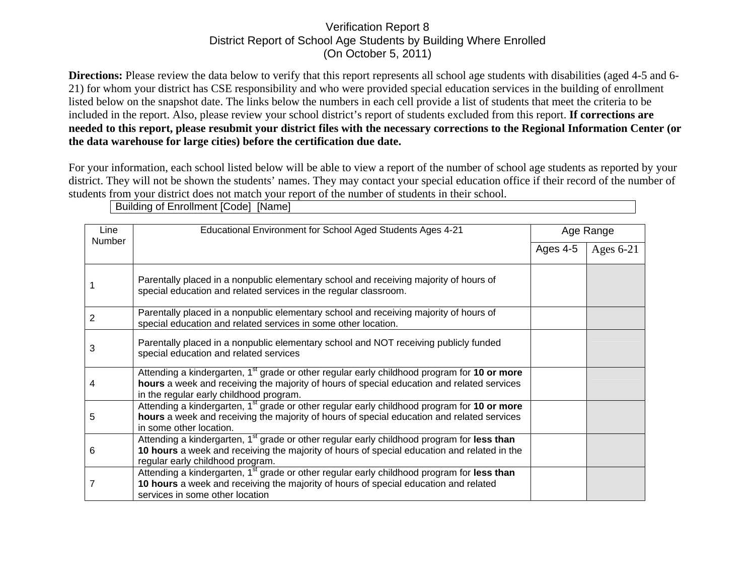Verification Report 8
District Report of School Age Students by Building Where Enrolled
(On October 5, 2011)

**Directions:** Please review the data below to verify that this report represents all school age students with disabilities (aged 4-5 and 6-21) for whom your district has CSE responsibility and who were provided special education services in the building of enrollment listed below on the snapshot date. The links below the numbers in each cell provide a list of students that meet the criteria to be included in the report. Also, please review your school district's report of students excluded from this report. **If corrections are needed to this report, please resubmit your district files with the necessary corrections to the Regional Information Center (or the data warehouse for large cities) before the certification due date.**

For your information, each school listed below will be able to view a report of the number of school age students as reported by your district. They will not be shown the students' names. They may contact your special education office if their record of the number of students from your district does not match your report of the number of students in their school.

| Building of Enrollment [Code] [Name] |
|---|

| Line Number | Educational Environment for School Aged Students Ages 4-21 | Age Range | |
|---|---|---|---|
| | | Ages 4-5 | Ages 6-21 |
| 1 | Parentally placed in a nonpublic elementary school and receiving majority of hours of special education and related services in the regular classroom. | | |
| 2 | Parentally placed in a nonpublic elementary school and receiving majority of hours of special education and related services in some other location. | | |
| 3 | Parentally placed in a nonpublic elementary school and NOT receiving publicly funded special education and related services | | |
| 4 | Attending a kindergarten, 1st grade or other regular early childhood program for **10 or more hours** a week and receiving the majority of hours of special education and related services in the regular early childhood program. | | |
| 5 | Attending a kindergarten, 1st grade or other regular early childhood program for **10 or more hours** a week and receiving the majority of hours of special education and related services in some other location. | | |
| 6 | Attending a kindergarten, 1st grade or other regular early childhood program for **less than 10 hours** a week and receiving the majority of hours of special education and related in the regular early childhood program. | | |
| 7 | Attending a kindergarten, 1st grade or other regular early childhood program for **less than 10 hours** a week and receiving the majority of hours of special education and related services in some other location | | |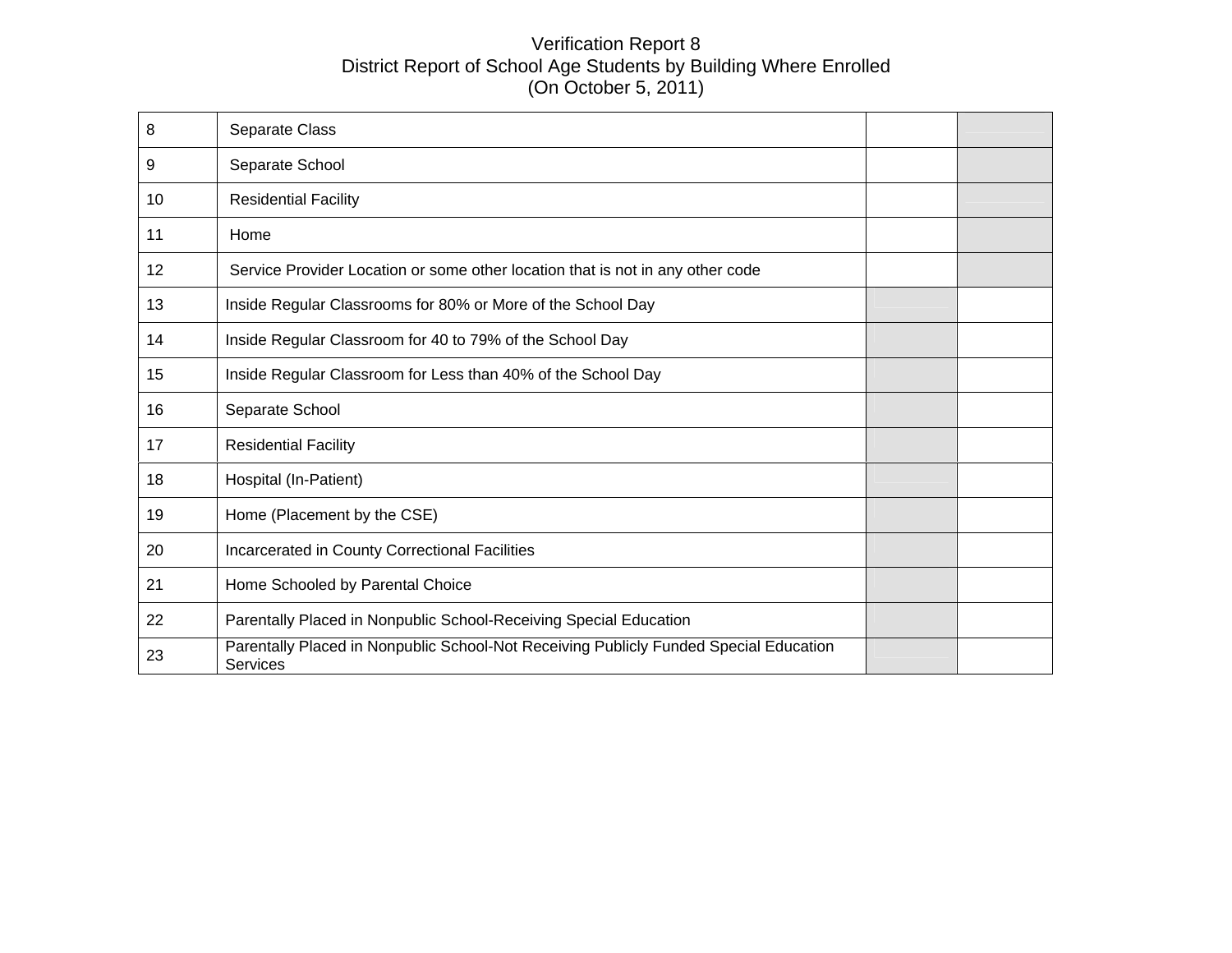Verification Report 8

District Report of School Age Students by Building Where Enrolled

(On October 5, 2011)

| | | | |
|---|---|---|---|
| 8 | Separate Class | | |
| 9 | Separate School | | |
| 10 | Residential Facility | | |
| 11 | Home | | |
| 12 | Service Provider Location or some other location that is not in any other code | | |
| 13 | Inside Regular Classrooms for 80% or More of the School Day | | |
| 14 | Inside Regular Classroom for 40 to 79% of the School Day | | |
| 15 | Inside Regular Classroom for Less than 40% of the School Day | | |
| 16 | Separate School | | |
| 17 | Residential Facility | | |
| 18 | Hospital (In-Patient) | | |
| 19 | Home (Placement by the CSE) | | |
| 20 | Incarcerated in County Correctional Facilities | | |
| 21 | Home Schooled by Parental Choice | | |
| 22 | Parentally Placed in Nonpublic School-Receiving Special Education | | |
| 23 | Parentally Placed in Nonpublic School-Not Receiving Publicly Funded Special Education Services | | |